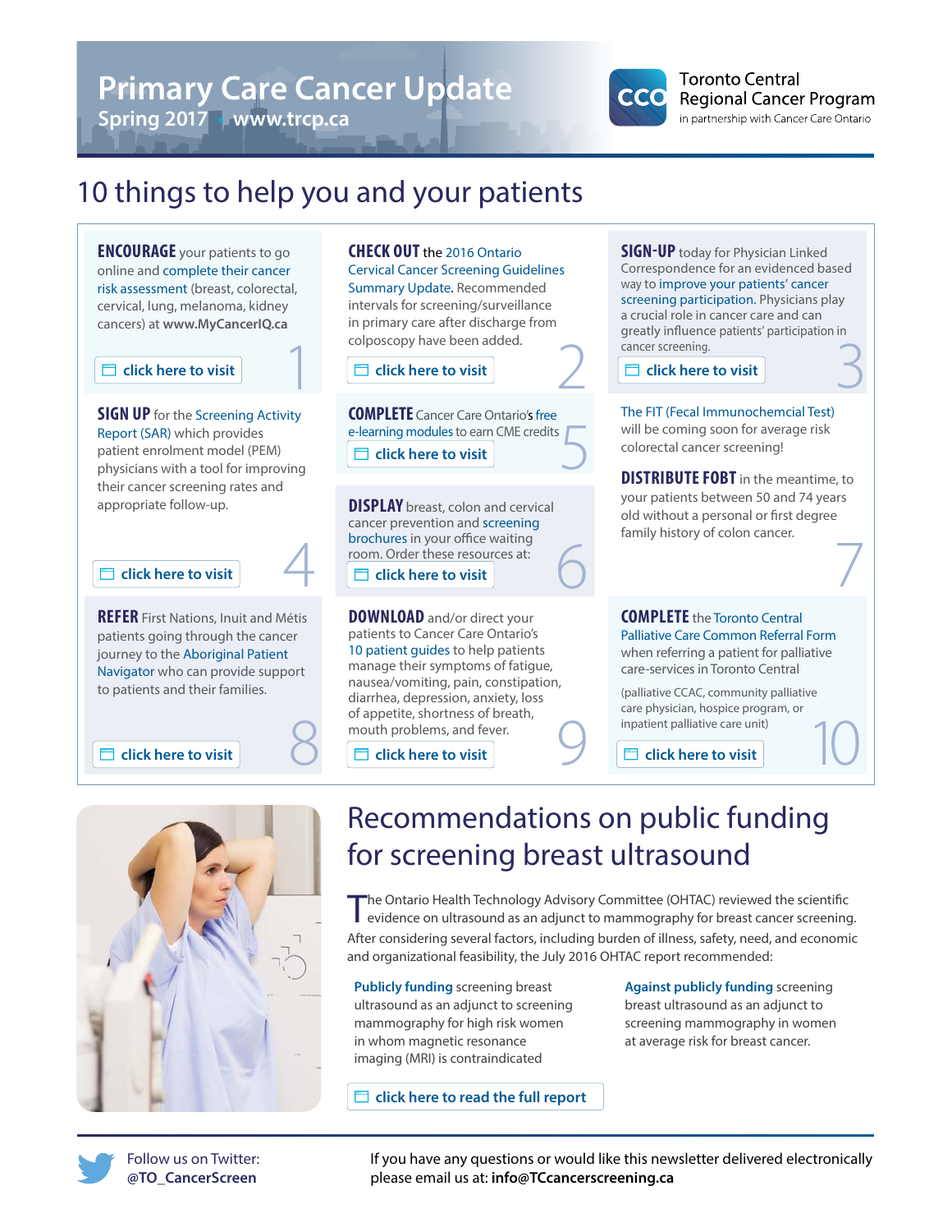# Primary Care Cancer Update

**Spring 2017 • www.trcp.ca**

CCO Toronto Central Regional Cancer Program in partnership with Cancer Care Ontario

## 10 things to help you and your patients

**1** — **ENCOURAGE** your patients to go online and complete their cancer risk assessment (breast, colorectal, cervical, lung, melanoma, kidney cancers) at **www.MyCancerIQ.ca**

click here to visit

**2** — **CHECK OUT** the 2016 Ontario Cervical Cancer Screening Guidelines Summary Update. Recommended intervals for screening/surveillance in primary care after discharge from colposcopy have been added.

click here to visit

**3** — **SIGN-UP** today for Physician Linked Correspondence for an evidenced based way to improve your patients' cancer screening participation. Physicians play a crucial role in cancer care and can greatly influence patients' participation in cancer screening.

click here to visit

**4** — **SIGN UP** for the Screening Activity Report (SAR) which provides patient enrolment model (PEM) physicians with a tool for improving their cancer screening rates and appropriate follow-up.

click here to visit

**5** — **COMPLETE** Cancer Care Ontario's free e-learning modules to earn CME credits

click here to visit

**6** — **DISPLAY** breast, colon and cervical cancer prevention and screening brochures in your office waiting room. Order these resources at:

click here to visit

**7** — The FIT (Fecal Immunochemcial Test) will be coming soon for average risk colorectal cancer screening!

**DISTRIBUTE FOBT** in the meantime, to your patients between 50 and 74 years old without a personal or first degree family history of colon cancer.

**8** — **REFER** First Nations, Inuit and Métis patients going through the cancer journey to the Aboriginal Patient Navigator who can provide support to patients and their families.

click here to visit

**9** — **DOWNLOAD** and/or direct your patients to Cancer Care Ontario's 10 patient guides to help patients manage their symptoms of fatigue, nausea/vomiting, pain, constipation, diarrhea, depression, anxiety, loss of appetite, shortness of breath, mouth problems, and fever.

click here to visit

**10** — **COMPLETE** the Toronto Central Palliative Care Common Referral Form when referring a patient for palliative care-services in Toronto Central

(palliative CCAC, community palliative care physician, hospice program, or inpatient palliative care unit)

click here to visit

## Recommendations on public funding for screening breast ultrasound

The Ontario Health Technology Advisory Committee (OHTAC) reviewed the scientific evidence on ultrasound as an adjunct to mammography for breast cancer screening. After considering several factors, including burden of illness, safety, need, and economic and organizational feasibility, the July 2016 OHTAC report recommended:

**Publicly funding** screening breast ultrasound as an adjunct to screening mammography for high risk women in whom magnetic resonance imaging (MRI) is contraindicated

**Against publicly funding** screening breast ultrasound as an adjunct to screening mammography in women at average risk for breast cancer.

click here to read the full report

Follow us on Twitter: **@TO_CancerScreen**

If you have any questions or would like this newsletter delivered electronically please email us at: **info@TCcancerscreening.ca**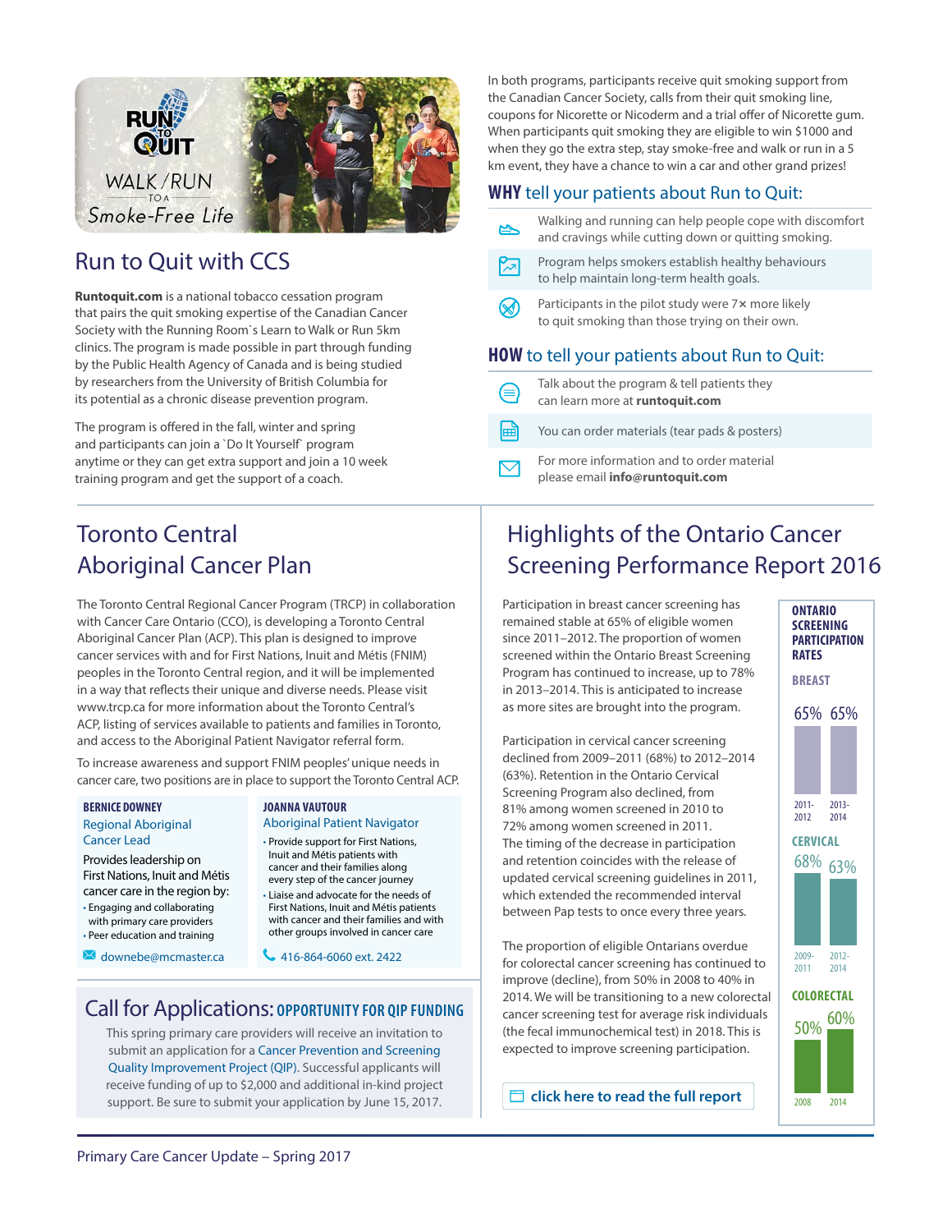RUN TO QUIT
WALK / RUN TO A Smoke-Free Life

## Run to Quit with CCS

**Runtoquit.com** is a national tobacco cessation program that pairs the quit smoking expertise of the Canadian Cancer Society with the Running Room`s Learn to Walk or Run 5km clinics. The program is made possible in part through funding by the Public Health Agency of Canada and is being studied by researchers from the University of British Columbia for its potential as a chronic disease prevention program.

The program is offered in the fall, winter and spring and participants can join a `Do It Yourself` program anytime or they can get extra support and join a 10 week training program and get the support of a coach.

In both programs, participants receive quit smoking support from the Canadian Cancer Society, calls from their quit smoking line, coupons for Nicorette or Nicoderm and a trial offer of Nicorette gum. When participants quit smoking they are eligible to win $1000 and when they go the extra step, stay smoke-free and walk or run in a 5 km event, they have a chance to win a car and other grand prizes!

### WHY tell your patients about Run to Quit:

- Walking and running can help people cope with discomfort and cravings while cutting down or quitting smoking.
- Program helps smokers establish healthy behaviours to help maintain long-term health goals.
- Participants in the pilot study were 7× more likely to quit smoking than those trying on their own.

### HOW to tell your patients about Run to Quit:

- Talk about the program & tell patients they can learn more at **runtoquit.com**
- You can order materials (tear pads & posters)
- For more information and to order material please email **info@runtoquit.com**

## Toronto Central Aboriginal Cancer Plan

The Toronto Central Regional Cancer Program (TRCP) in collaboration with Cancer Care Ontario (CCO), is developing a Toronto Central Aboriginal Cancer Plan (ACP). This plan is designed to improve cancer services with and for First Nations, Inuit and Métis (FNIM) peoples in the Toronto Central region, and it will be implemented in a way that reflects their unique and diverse needs. Please visit www.trcp.ca for more information about the Toronto Central's ACP, listing of services available to patients and families in Toronto, and access to the Aboriginal Patient Navigator referral form.

To increase awareness and support FNIM peoples' unique needs in cancer care, two positions are in place to support the Toronto Central ACP.

**BERNICE DOWNEY**
Regional Aboriginal Cancer Lead

Provides leadership on First Nations, Inuit and Métis cancer care in the region by:

- Engaging and collaborating with primary care providers
- Peer education and training

downebe@mcmaster.ca

**JOANNA VAUTOUR**
Aboriginal Patient Navigator

- Provide support for First Nations, Inuit and Métis patients with cancer and their families along every step of the cancer journey
- Liaise and advocate for the needs of First Nations, Inuit and Métis patients with cancer and their families and with other groups involved in cancer care

416-864-6060 ext. 2422

## Call for Applications: OPPORTUNITY FOR QIP FUNDING

This spring primary care providers will receive an invitation to submit an application for a Cancer Prevention and Screening Quality Improvement Project (QIP). Successful applicants will receive funding of up to $2,000 and additional in-kind project support. Be sure to submit your application by June 15, 2017.

## Highlights of the Ontario Cancer Screening Performance Report 2016

Participation in breast cancer screening has remained stable at 65% of eligible women since 2011–2012. The proportion of women screened within the Ontario Breast Screening Program has continued to increase, up to 78% in 2013–2014. This is anticipated to increase as more sites are brought into the program.

Participation in cervical cancer screening declined from 2009–2011 (68%) to 2012–2014 (63%). Retention in the Ontario Cervical Screening Program also declined, from 81% among women screened in 2010 to 72% among women screened in 2011. The timing of the decrease in participation and retention coincides with the release of updated cervical screening guidelines in 2011, which extended the recommended interval between Pap tests to once every three years.

The proportion of eligible Ontarians overdue for colorectal cancer screening has continued to improve (decline), from 50% in 2008 to 40% in 2014. We will be transitioning to a new colorectal cancer screening test for average risk individuals (the fecal immunochemical test) in 2018. This is expected to improve screening participation.

click here to read the full report

**ONTARIO SCREENING PARTICIPATION RATES**

BREAST
65% 65%
2011-2012 2013-2014

CERVICAL
68% 63%
2009-2011 2012-2014

COLORECTAL
50% 60%
2008 2014

Primary Care Cancer Update – Spring 2017